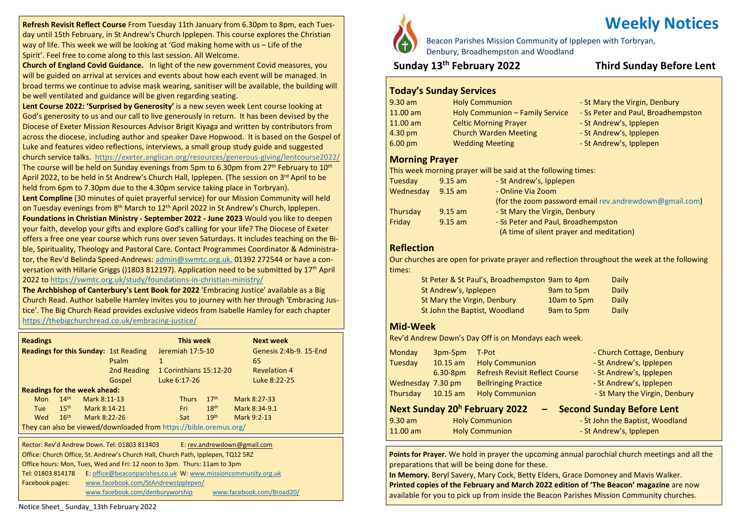# Weekly Notices

Beacon Parishes Mission Community of Ipplepen with Torbryan, Denbury, Broadhempston and Woodland

## Sunday 13th February 2022 — Third Sunday Before Lent

### Today's Sunday Services

| | | |
|---|---|---|
| 9.30 am | Holy Communion | - St Mary the Virgin, Denbury |
| 11.00 am | Holy Communion – Family Service | - Ss Peter and Paul, Broadhempston |
| 11.00 am | Celtic Morning Prayer | - St Andrew's, Ipplepen |
| 4.30 pm | Church Warden Meeting | - St Andrew's, Ipplepen |
| 6.00 pm | Wedding Meeting | - St Andrew's, Ipplepen |

### Morning Prayer

This week morning prayer will be said at the following times:

| | | |
|---|---|---|
| Tuesday | 9.15 am | - St Andrew's, Ipplepen |
| Wednesday | 9.15 am | - Online Via Zoom (for the zoom password email rev.andrewdown@gmail.com) |
| Thursday | 9.15 am | - St Mary the Virgin, Denbury |
| Friday | 9.15 am | - Ss Peter and Paul, Broadhempston (A time of silent prayer and meditation) |

### Reflection

Our churches are open for private prayer and reflection throughout the week at the following times:

| | | |
|---|---|---|
| St Peter & St Paul's, Broadhempston | 9am to 4pm | Daily |
| St Andrew's, Ipplepen | 9am to 5pm | Daily |
| St Mary the Virgin, Denbury | 10am to 5pm | Daily |
| St John the Baptist, Woodland | 9am to 5pm | Daily |

### Mid-Week

Rev'd Andrew Down's Day Off is on Mondays each week.

| | | | |
|---|---|---|---|
| Monday | 3pm-5pm | T-Pot | - Church Cottage, Denbury |
| Tuesday | 10.15 am | Holy Communion | - St Andrew's, Ipplepen |
| | 6.30-8pm | Refresh Revisit Reflect Course | - St Andrew's, Ipplepen |
| Wednesday | 7.30 pm | Bellringing Practice | - St Andrew's, Ipplepen |
| Thursday | 10.15 am | Holy Communion | - St Mary the Virgin, Denbury |

### Next Sunday 20h February 2022 – Second Sunday Before Lent

| | | |
|---|---|---|
| 9.30 am | Holy Communion | - St John the Baptist, Woodland |
| 11.00 am | Holy Communion | - St Andrew's, Ipplepen |

**Points for Prayer.** We hold in prayer the upcoming annual parochial church meetings and all the preparations that will be being done for these.

**In Memory.** Beryl Savery, Mary Cock, Betty Elders, Grace Domoney and Mavis Walker.

**Printed copies of the February and March 2022 edition of 'The Beacon' magazine** are now available for you to pick up from inside the Beacon Parishes Mission Community churches.

---

**Refresh Revisit Reflect Course** From Tuesday 11th January from 6.30pm to 8pm, each Tuesday until 15th February, in St Andrew's Church Ipplepen. This course explores the Christian way of life. This week we will be looking at 'God making home with us – Life of the Spirit'. Feel free to come along to this last session. All Welcome.

**Church of England Covid Guidance.** In light of the new government Covid measures, you will be guided on arrival at services and events about how each event will be managed. In broad terms we continue to advise mask wearing, sanitiser will be available, the building will be well ventilated and guidance will be given regarding seating.

**Lent Course 2022: 'Surprised by Generosity'** is a new seven week Lent course looking at God's generosity to us and our call to live generously in return. It has been devised by the Diocese of Exeter Mission Resources Advisor Brigit Kiyaga and written by contributors from across the diocese, including author and speaker Dave Hopwood. It is based on the Gospel of Luke and features video reflections, interviews, a small group study guide and suggested church service talks. https://exeter.anglican.org/resources/generous-giving/lentcourse2022/ The course will be held on Sunday evenings from 5pm to 6.30pm from 27th February to 10th April 2022, to be held in St Andrew's Church Hall, Ipplepen. (The session on 3rd April to be held from 6pm to 7.30pm due to the 4.30pm service taking place in Torbryan).

**Lent Compline** (30 minutes of quiet prayerful service) for our Mission Community will held on Tuesday evenings from 8th March to 12th April 2022 in St Andrew's Church, Ipplepen.

**Foundations in Christian Ministry - September 2022 - June 2023** Would you like to deepen your faith, develop your gifts and explore God's calling for your life? The Diocese of Exeter offers a free one year course which runs over seven Saturdays. It includes teaching on the Bible, Spirituality, Theology and Pastoral Care. Contact Programmes Coordinator & Administrator, the Rev'd Belinda Speed-Andrews: admin@swmtc.org.uk, 01392 272544 or have a conversation with Hillarie Griggs ()1803 812197). Application need to be submitted by 17th April 2022 to https://swmtc.org.uk/study/foundations-in-christian-ministry/

**The Archbishop of Canterbury's Lent Book for 2022** 'Embracing Justice' available as a Big Church Read. Author Isabelle Hamley invites you to journey with her through 'Embracing Justice'. The Big Church Read provides exclusive videos from Isabelle Hamley for each chapter https://thebigchurchread.co.uk/embracing-justice/

### Readings

| Readings for this Sunday: | | This week | Next week |
|---|---|---|---|
| | 1st Reading | Jeremiah 17:5-10 | Genesis 2:4b-9. 15-End |
| | Psalm | 1 | 65 |
| | 2nd Reading | 1 Corinthians 15:12-20 | Revelation 4 |
| | Gospel | Luke 6:17-26 | Luke 8:22-25 |

**Readings for the week ahead:**

| | | | | | |
|---|---|---|---|---|---|
| Mon | 14th | Mark 8:11-13 | Thurs | 17th | Mark 8:27-33 |
| Tue | 15th | Mark 8:14-21 | Fri | 18th | Mark 8:34-9.1 |
| Wed | 16th | Mark 8:22-26 | Sat | 19th | Mark 9:2-13 |

They can also be viewed/downloaded from https://bible.oremus.org/

---

Rector: Rev'd Andrew Down. Tel: 01803 813403 E: rev.andrewdown@gmail.com

Office: Church Office, St. Andrew's Church Hall, Church Path, Ipplepen, TQ12 5RZ

Office hours: Mon, Tues, Wed and Fri: 12 noon to 3pm. Thurs: 11am to 3pm

Tel: 01803 814178 E: office@beaconparishes.co.uk W: www.missioncommunity.org.uk

Facebook pages: www.facebook.com/StAndrewsIpplepen/ www.facebook.com/denburyworship www.facebook.com/Broad20/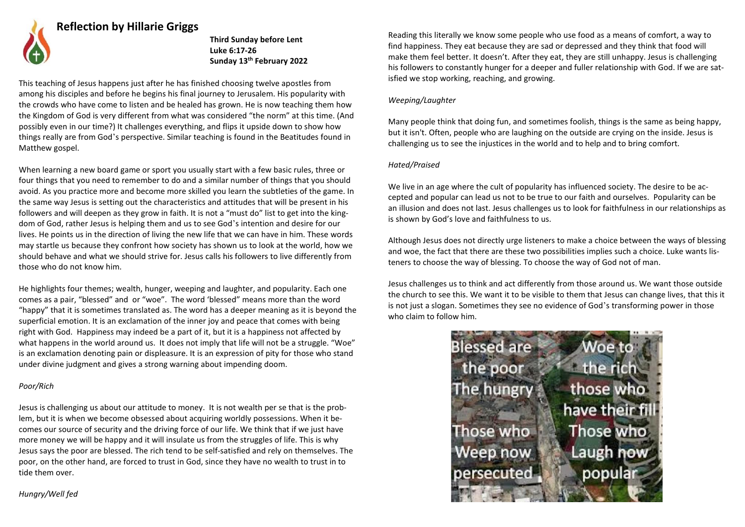## Reflection by Hillarie Griggs

**Third Sunday before Lent**
**Luke 6:17-26**
**Sunday 13th February 2022**

This teaching of Jesus happens just after he has finished choosing twelve apostles from among his disciples and before he begins his final journey to Jerusalem. His popularity with the crowds who have come to listen and be healed has grown. He is now teaching them how the Kingdom of God is very different from what was considered "the norm" at this time. (And possibly even in our time?) It challenges everything, and flips it upside down to show how things really are from God's perspective. Similar teaching is found in the Beatitudes found in Matthew gospel.

When learning a new board game or sport you usually start with a few basic rules, three or four things that you need to remember to do and a similar number of things that you should avoid. As you practice more and become more skilled you learn the subtleties of the game. In the same way Jesus is setting out the characteristics and attitudes that will be present in his followers and will deepen as they grow in faith. It is not a "must do" list to get into the kingdom of God, rather Jesus is helping them and us to see God's intention and desire for our lives. He points us in the direction of living the new life that we can have in him. These words may startle us because they confront how society has shown us to look at the world, how we should behave and what we should strive for. Jesus calls his followers to live differently from those who do not know him.

He highlights four themes; wealth, hunger, weeping and laughter, and popularity. Each one comes as a pair, "blessed" and or "woe". The word 'blessed" means more than the word "happy" that it is sometimes translated as. The word has a deeper meaning as it is beyond the superficial emotion. It is an exclamation of the inner joy and peace that comes with being right with God. Happiness may indeed be a part of it, but it is a happiness not affected by what happens in the world around us. It does not imply that life will not be a struggle. "Woe" is an exclamation denoting pain or displeasure. It is an expression of pity for those who stand under divine judgment and gives a strong warning about impending doom.

*Poor/Rich*

Jesus is challenging us about our attitude to money. It is not wealth per se that is the problem, but it is when we become obsessed about acquiring worldly possessions. When it becomes our source of security and the driving force of our life. We think that if we just have more money we will be happy and it will insulate us from the struggles of life. This is why Jesus says the poor are blessed. The rich tend to be self-satisfied and rely on themselves. The poor, on the other hand, are forced to trust in God, since they have no wealth to trust in to tide them over.

*Hungry/Well fed*

Reading this literally we know some people who use food as a means of comfort, a way to find happiness. They eat because they are sad or depressed and they think that food will make them feel better. It doesn't. After they eat, they are still unhappy. Jesus is challenging his followers to constantly hunger for a deeper and fuller relationship with God. If we are satisfied we stop working, reaching, and growing.

*Weeping/Laughter*

Many people think that doing fun, and sometimes foolish, things is the same as being happy, but it isn't. Often, people who are laughing on the outside are crying on the inside. Jesus is challenging us to see the injustices in the world and to help and to bring comfort.

*Hated/Praised*

We live in an age where the cult of popularity has influenced society. The desire to be accepted and popular can lead us not to be true to our faith and ourselves. Popularity can be an illusion and does not last. Jesus challenges us to look for faithfulness in our relationships as is shown by God's love and faithfulness to us.

Although Jesus does not directly urge listeners to make a choice between the ways of blessing and woe, the fact that there are these two possibilities implies such a choice. Luke wants listeners to choose the way of blessing. To choose the way of God not of man.

Jesus challenges us to think and act differently from those around us. We want those outside the church to see this. We want it to be visible to them that Jesus can change lives, that this it is not just a slogan. Sometimes they see no evidence of God's transforming power in those who claim to follow him.

Blessed are the poor
The hungry
Those who Weep now
persecuted

Woe to the rich
those who have their fill
Those who Laugh now
popular